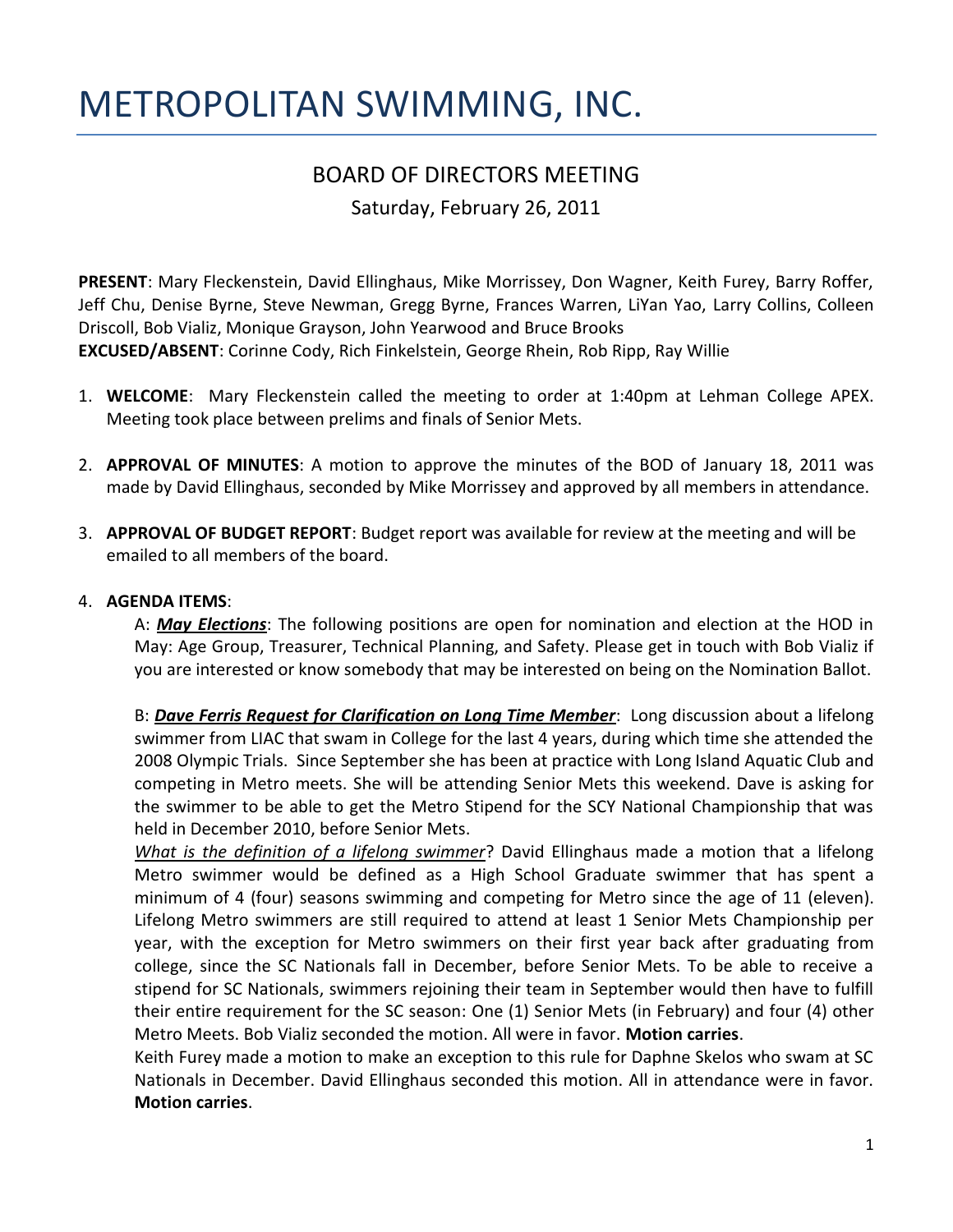# METROPOLITAN SWIMMING, INC.

## BOARD OF DIRECTORS MEETING

Saturday, February 26, 2011

**PRESENT**: Mary Fleckenstein, David Ellinghaus, Mike Morrissey, Don Wagner, Keith Furey, Barry Roffer, Jeff Chu, Denise Byrne, Steve Newman, Gregg Byrne, Frances Warren, LiYan Yao, Larry Collins, Colleen Driscoll, Bob Vializ, Monique Grayson, John Yearwood and Bruce Brooks
**EXCUSED/ABSENT**: Corinne Cody, Rich Finkelstein, George Rhein, Rob Ripp, Ray Willie

1. **WELCOME**: Mary Fleckenstein called the meeting to order at 1:40pm at Lehman College APEX. Meeting took place between prelims and finals of Senior Mets.

2. **APPROVAL OF MINUTES**: A motion to approve the minutes of the BOD of January 18, 2011 was made by David Ellinghaus, seconded by Mike Morrissey and approved by all members in attendance.

3. **APPROVAL OF BUDGET REPORT**: Budget report was available for review at the meeting and will be emailed to all members of the board.

4. **AGENDA ITEMS**:

   A: ***May Elections***: The following positions are open for nomination and election at the HOD in May: Age Group, Treasurer, Technical Planning, and Safety. Please get in touch with Bob Vializ if you are interested or know somebody that may be interested on being on the Nomination Ballot.

   B: ***Dave Ferris Request for Clarification on Long Time Member***: Long discussion about a lifelong swimmer from LIAC that swam in College for the last 4 years, during which time she attended the 2008 Olympic Trials. Since September she has been at practice with Long Island Aquatic Club and competing in Metro meets. She will be attending Senior Mets this weekend. Dave is asking for the swimmer to be able to get the Metro Stipend for the SCY National Championship that was held in December 2010, before Senior Mets.
   *What is the definition of a lifelong swimmer*? David Ellinghaus made a motion that a lifelong Metro swimmer would be defined as a High School Graduate swimmer that has spent a minimum of 4 (four) seasons swimming and competing for Metro since the age of 11 (eleven). Lifelong Metro swimmers are still required to attend at least 1 Senior Mets Championship per year, with the exception for Metro swimmers on their first year back after graduating from college, since the SC Nationals fall in December, before Senior Mets. To be able to receive a stipend for SC Nationals, swimmers rejoining their team in September would then have to fulfill their entire requirement for the SC season: One (1) Senior Mets (in February) and four (4) other Metro Meets. Bob Vializ seconded the motion. All were in favor. **Motion carries**.
   Keith Furey made a motion to make an exception to this rule for Daphne Skelos who swam at SC Nationals in December. David Ellinghaus seconded this motion. All in attendance were in favor. **Motion carries**.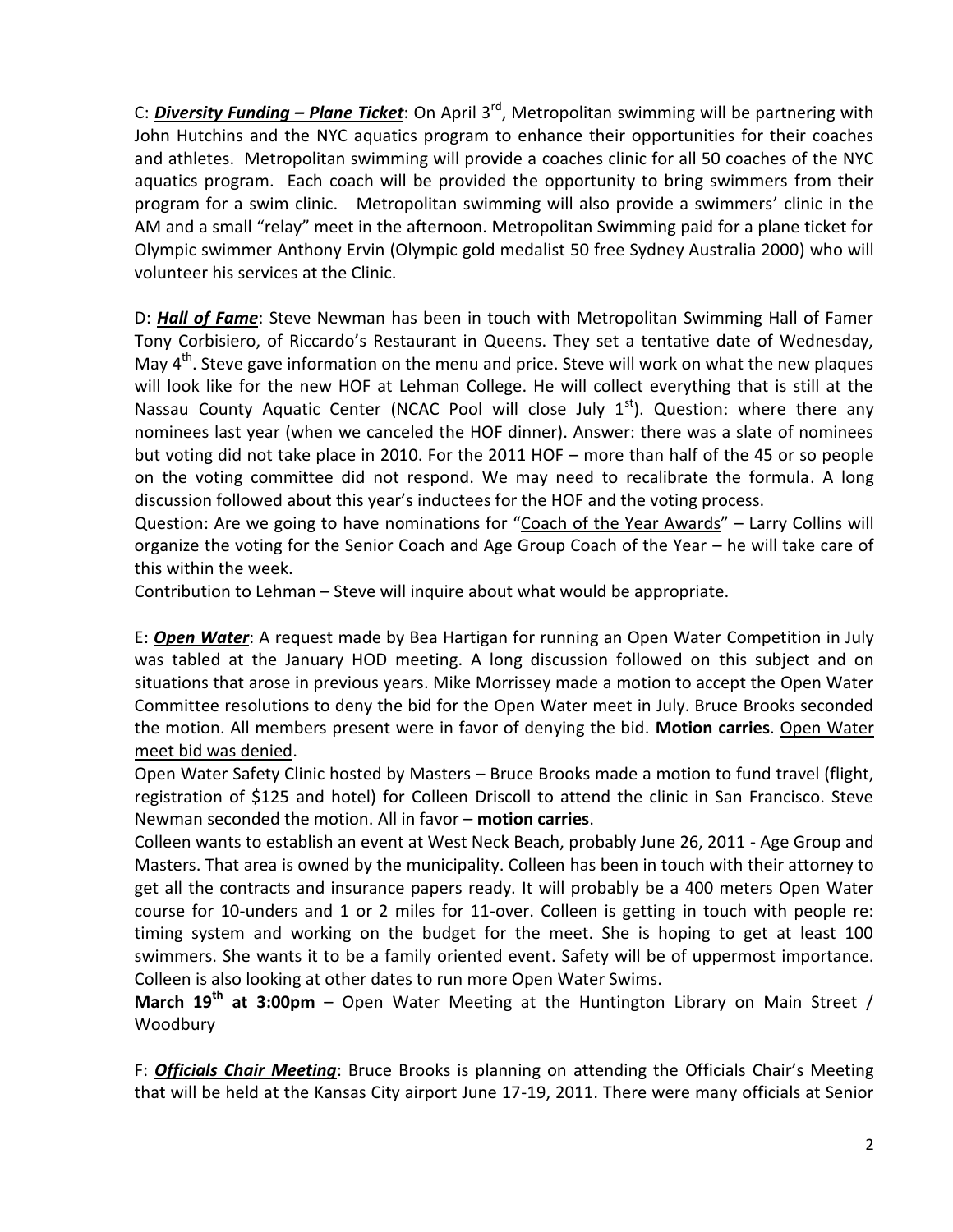C: ***Diversity Funding – Plane Ticket***: On April 3rd, Metropolitan swimming will be partnering with John Hutchins and the NYC aquatics program to enhance their opportunities for their coaches and athletes. Metropolitan swimming will provide a coaches clinic for all 50 coaches of the NYC aquatics program. Each coach will be provided the opportunity to bring swimmers from their program for a swim clinic. Metropolitan swimming will also provide a swimmers' clinic in the AM and a small "relay" meet in the afternoon. Metropolitan Swimming paid for a plane ticket for Olympic swimmer Anthony Ervin (Olympic gold medalist 50 free Sydney Australia 2000) who will volunteer his services at the Clinic.

D: ***Hall of Fame***: Steve Newman has been in touch with Metropolitan Swimming Hall of Famer Tony Corbisiero, of Riccardo's Restaurant in Queens. They set a tentative date of Wednesday, May 4th. Steve gave information on the menu and price. Steve will work on what the new plaques will look like for the new HOF at Lehman College. He will collect everything that is still at the Nassau County Aquatic Center (NCAC Pool will close July 1st). Question: where there any nominees last year (when we canceled the HOF dinner). Answer: there was a slate of nominees but voting did not take place in 2010. For the 2011 HOF – more than half of the 45 or so people on the voting committee did not respond. We may need to recalibrate the formula. A long discussion followed about this year's inductees for the HOF and the voting process.

Question: Are we going to have nominations for "Coach of the Year Awards" – Larry Collins will organize the voting for the Senior Coach and Age Group Coach of the Year – he will take care of this within the week.

Contribution to Lehman – Steve will inquire about what would be appropriate.

E: ***Open Water***: A request made by Bea Hartigan for running an Open Water Competition in July was tabled at the January HOD meeting. A long discussion followed on this subject and on situations that arose in previous years. Mike Morrissey made a motion to accept the Open Water Committee resolutions to deny the bid for the Open Water meet in July. Bruce Brooks seconded the motion. All members present were in favor of denying the bid. **Motion carries**. Open Water meet bid was denied.

Open Water Safety Clinic hosted by Masters – Bruce Brooks made a motion to fund travel (flight, registration of $125 and hotel) for Colleen Driscoll to attend the clinic in San Francisco. Steve Newman seconded the motion. All in favor – **motion carries**.

Colleen wants to establish an event at West Neck Beach, probably June 26, 2011 - Age Group and Masters. That area is owned by the municipality. Colleen has been in touch with their attorney to get all the contracts and insurance papers ready. It will probably be a 400 meters Open Water course for 10-unders and 1 or 2 miles for 11-over. Colleen is getting in touch with people re: timing system and working on the budget for the meet. She is hoping to get at least 100 swimmers. She wants it to be a family oriented event. Safety will be of uppermost importance. Colleen is also looking at other dates to run more Open Water Swims.

**March 19th at 3:00pm** – Open Water Meeting at the Huntington Library on Main Street / Woodbury

F: ***Officials Chair Meeting***: Bruce Brooks is planning on attending the Officials Chair's Meeting that will be held at the Kansas City airport June 17-19, 2011. There were many officials at Senior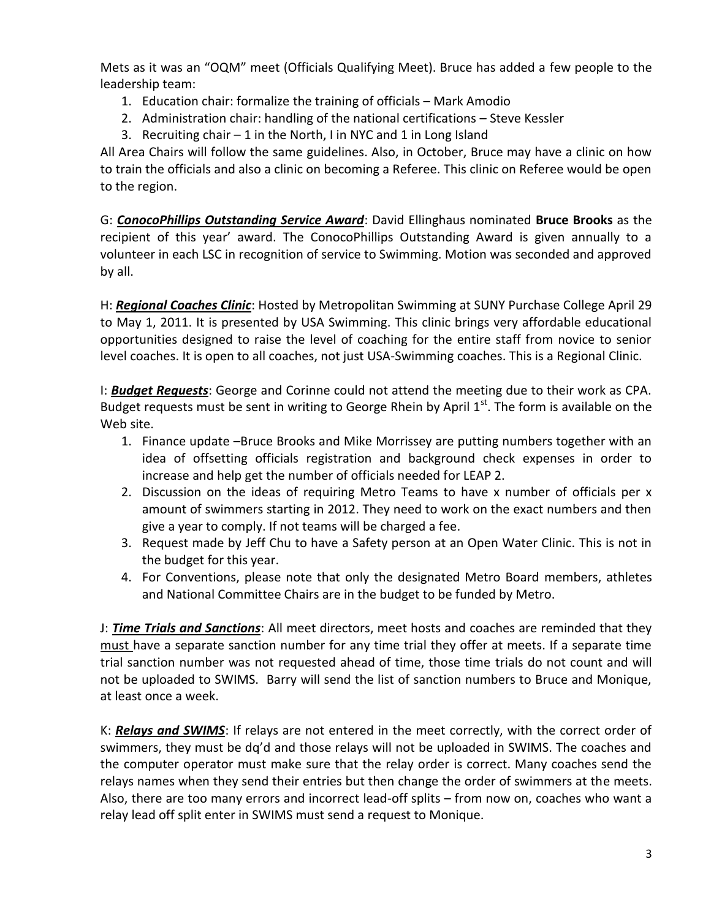Mets as it was an "OQM" meet (Officials Qualifying Meet). Bruce has added a few people to the leadership team:

1. Education chair: formalize the training of officials – Mark Amodio
2. Administration chair: handling of the national certifications – Steve Kessler
3. Recruiting chair – 1 in the North, I in NYC and 1 in Long Island

All Area Chairs will follow the same guidelines. Also, in October, Bruce may have a clinic on how to train the officials and also a clinic on becoming a Referee. This clinic on Referee would be open to the region.

G: ***ConocoPhillips Outstanding Service Award***: David Ellinghaus nominated **Bruce Brooks** as the recipient of this year' award. The ConocoPhillips Outstanding Award is given annually to a volunteer in each LSC in recognition of service to Swimming. Motion was seconded and approved by all.

H: ***Regional Coaches Clinic***: Hosted by Metropolitan Swimming at SUNY Purchase College April 29 to May 1, 2011. It is presented by USA Swimming. This clinic brings very affordable educational opportunities designed to raise the level of coaching for the entire staff from novice to senior level coaches. It is open to all coaches, not just USA-Swimming coaches. This is a Regional Clinic.

I: ***Budget Requests***: George and Corinne could not attend the meeting due to their work as CPA. Budget requests must be sent in writing to George Rhein by April 1st. The form is available on the Web site.

1. Finance update –Bruce Brooks and Mike Morrissey are putting numbers together with an idea of offsetting officials registration and background check expenses in order to increase and help get the number of officials needed for LEAP 2.
2. Discussion on the ideas of requiring Metro Teams to have x number of officials per x amount of swimmers starting in 2012. They need to work on the exact numbers and then give a year to comply. If not teams will be charged a fee.
3. Request made by Jeff Chu to have a Safety person at an Open Water Clinic. This is not in the budget for this year.
4. For Conventions, please note that only the designated Metro Board members, athletes and National Committee Chairs are in the budget to be funded by Metro.

J: ***Time Trials and Sanctions***: All meet directors, meet hosts and coaches are reminded that they must have a separate sanction number for any time trial they offer at meets. If a separate time trial sanction number was not requested ahead of time, those time trials do not count and will not be uploaded to SWIMS. Barry will send the list of sanction numbers to Bruce and Monique, at least once a week.

K: ***Relays and SWIMS***: If relays are not entered in the meet correctly, with the correct order of swimmers, they must be dq'd and those relays will not be uploaded in SWIMS. The coaches and the computer operator must make sure that the relay order is correct. Many coaches send the relays names when they send their entries but then change the order of swimmers at the meets. Also, there are too many errors and incorrect lead-off splits – from now on, coaches who want a relay lead off split enter in SWIMS must send a request to Monique.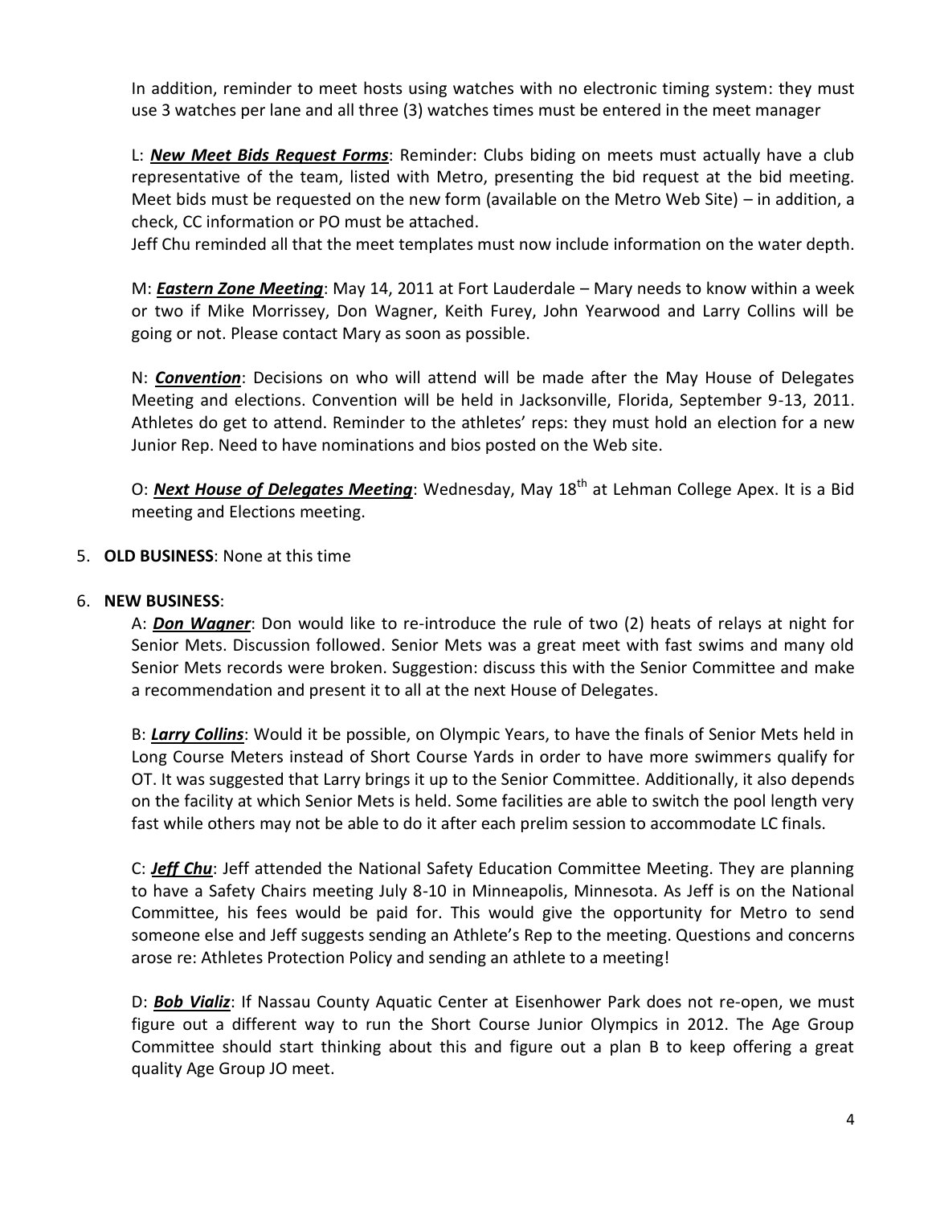In addition, reminder to meet hosts using watches with no electronic timing system: they must use 3 watches per lane and all three (3) watches times must be entered in the meet manager

L: ***New Meet Bids Request Forms***: Reminder: Clubs biding on meets must actually have a club representative of the team, listed with Metro, presenting the bid request at the bid meeting. Meet bids must be requested on the new form (available on the Metro Web Site) – in addition, a check, CC information or PO must be attached.
Jeff Chu reminded all that the meet templates must now include information on the water depth.

M: ***Eastern Zone Meeting***: May 14, 2011 at Fort Lauderdale – Mary needs to know within a week or two if Mike Morrissey, Don Wagner, Keith Furey, John Yearwood and Larry Collins will be going or not. Please contact Mary as soon as possible.

N: ***Convention***: Decisions on who will attend will be made after the May House of Delegates Meeting and elections. Convention will be held in Jacksonville, Florida, September 9-13, 2011. Athletes do get to attend. Reminder to the athletes' reps: they must hold an election for a new Junior Rep. Need to have nominations and bios posted on the Web site.

O: ***Next House of Delegates Meeting***: Wednesday, May 18th at Lehman College Apex. It is a Bid meeting and Elections meeting.

5. **OLD BUSINESS**: None at this time

6. **NEW BUSINESS**:

   A: ***Don Wagner***: Don would like to re-introduce the rule of two (2) heats of relays at night for Senior Mets. Discussion followed. Senior Mets was a great meet with fast swims and many old Senior Mets records were broken. Suggestion: discuss this with the Senior Committee and make a recommendation and present it to all at the next House of Delegates.

   B: ***Larry Collins***: Would it be possible, on Olympic Years, to have the finals of Senior Mets held in Long Course Meters instead of Short Course Yards in order to have more swimmers qualify for OT. It was suggested that Larry brings it up to the Senior Committee. Additionally, it also depends on the facility at which Senior Mets is held. Some facilities are able to switch the pool length very fast while others may not be able to do it after each prelim session to accommodate LC finals.

   C: ***Jeff Chu***: Jeff attended the National Safety Education Committee Meeting. They are planning to have a Safety Chairs meeting July 8-10 in Minneapolis, Minnesota. As Jeff is on the National Committee, his fees would be paid for. This would give the opportunity for Metro to send someone else and Jeff suggests sending an Athlete's Rep to the meeting. Questions and concerns arose re: Athletes Protection Policy and sending an athlete to a meeting!

   D: ***Bob Vializ***: If Nassau County Aquatic Center at Eisenhower Park does not re-open, we must figure out a different way to run the Short Course Junior Olympics in 2012. The Age Group Committee should start thinking about this and figure out a plan B to keep offering a great quality Age Group JO meet.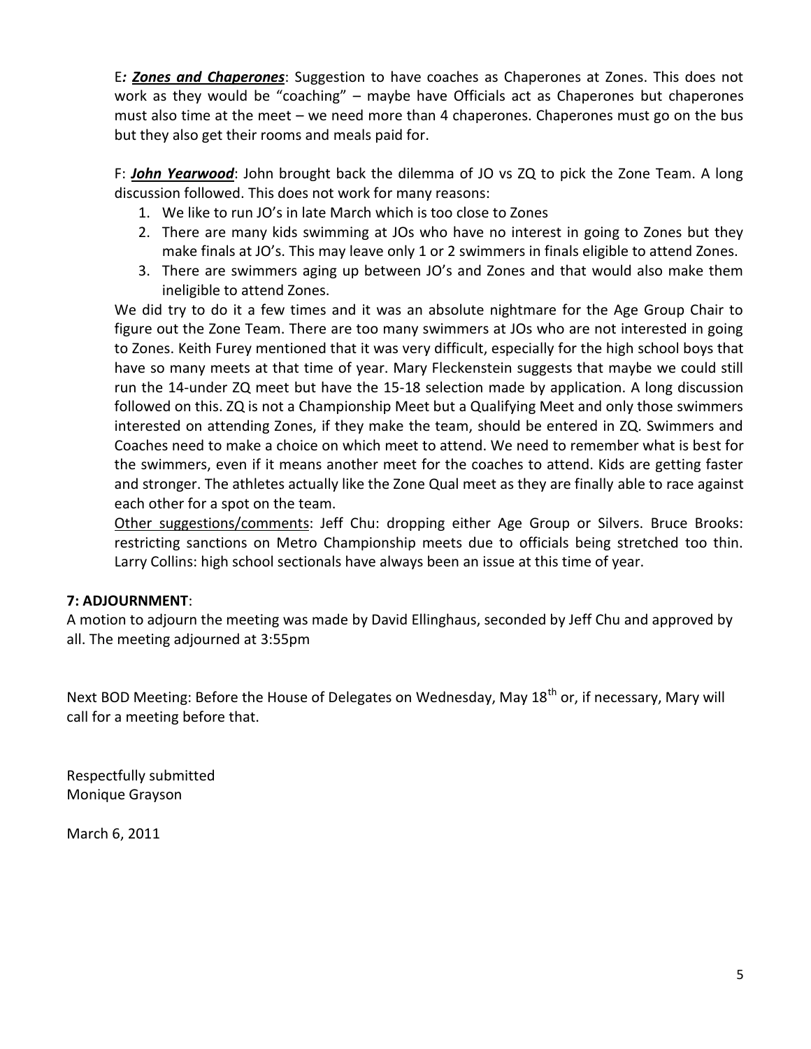E***: Zones and Chaperones***: Suggestion to have coaches as Chaperones at Zones. This does not work as they would be "coaching" – maybe have Officials act as Chaperones but chaperones must also time at the meet – we need more than 4 chaperones. Chaperones must go on the bus but they also get their rooms and meals paid for.

F: ***John Yearwood***: John brought back the dilemma of JO vs ZQ to pick the Zone Team. A long discussion followed. This does not work for many reasons:

1. We like to run JO's in late March which is too close to Zones
2. There are many kids swimming at JOs who have no interest in going to Zones but they make finals at JO's. This may leave only 1 or 2 swimmers in finals eligible to attend Zones.
3. There are swimmers aging up between JO's and Zones and that would also make them ineligible to attend Zones.

We did try to do it a few times and it was an absolute nightmare for the Age Group Chair to figure out the Zone Team. There are too many swimmers at JOs who are not interested in going to Zones. Keith Furey mentioned that it was very difficult, especially for the high school boys that have so many meets at that time of year. Mary Fleckenstein suggests that maybe we could still run the 14-under ZQ meet but have the 15-18 selection made by application. A long discussion followed on this. ZQ is not a Championship Meet but a Qualifying Meet and only those swimmers interested on attending Zones, if they make the team, should be entered in ZQ. Swimmers and Coaches need to make a choice on which meet to attend. We need to remember what is best for the swimmers, even if it means another meet for the coaches to attend. Kids are getting faster and stronger. The athletes actually like the Zone Qual meet as they are finally able to race against each other for a spot on the team.

Other suggestions/comments: Jeff Chu: dropping either Age Group or Silvers. Bruce Brooks: restricting sanctions on Metro Championship meets due to officials being stretched too thin. Larry Collins: high school sectionals have always been an issue at this time of year.

**7: ADJOURNMENT**:

A motion to adjourn the meeting was made by David Ellinghaus, seconded by Jeff Chu and approved by all. The meeting adjourned at 3:55pm

Next BOD Meeting: Before the House of Delegates on Wednesday, May 18th or, if necessary, Mary will call for a meeting before that.

Respectfully submitted
Monique Grayson

March 6, 2011